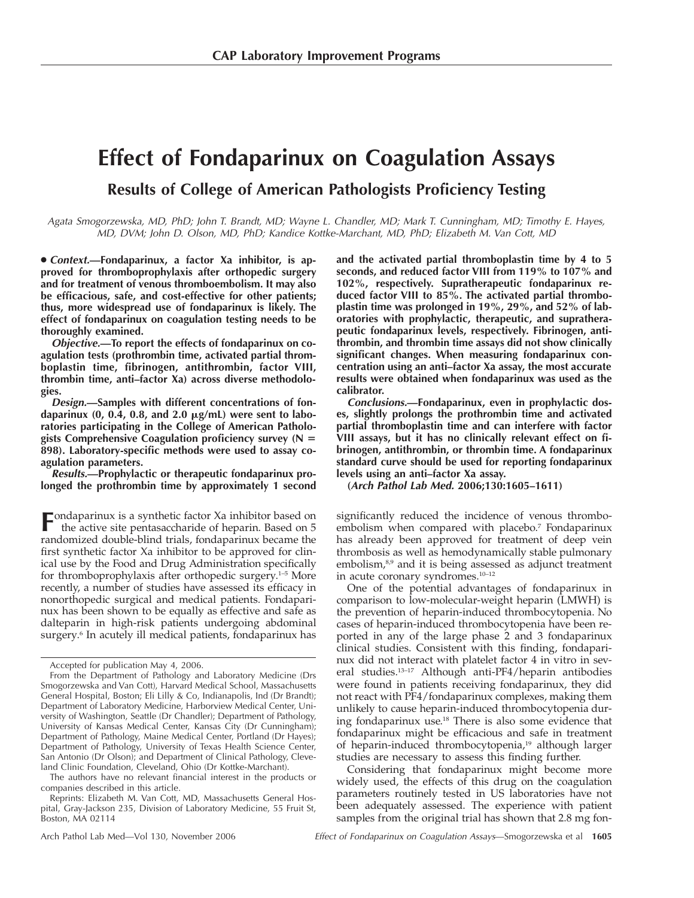# Effect of Fondaparinux on Coagulation Assays

## Results of College of American Pathologists Proficiency Testing

*Agata Smogorzewska, MD, PhD; John T. Brandt, MD; Wayne L. Chandler, MD; Mark T. Cunningham, MD; Timothy E. Hayes, MD, DVM; John D. Olson, MD, PhD; Kandice Kottke-Marchant, MD, PhD; Elizabeth M. Van Cott, MD*

• ***Context.***—**Fondaparinux, a factor Xa inhibitor, is approved for thromboprophylaxis after orthopedic surgery and for treatment of venous thromboembolism. It may also be efficacious, safe, and cost-effective for other patients; thus, more widespread use of fondaparinux is likely. The effect of fondaparinux on coagulation testing needs to be thoroughly examined.**

***Objective.***—**To report the effects of fondaparinux on coagulation tests (prothrombin time, activated partial thromboplastin time, fibrinogen, antithrombin, factor VIII, thrombin time, anti–factor Xa) across diverse methodologies.**

***Design.***—**Samples with different concentrations of fondaparinux (0, 0.4, 0.8, and 2.0 μg/mL) were sent to laboratories participating in the College of American Pathologists Comprehensive Coagulation proficiency survey (N = 898). Laboratory-specific methods were used to assay coagulation parameters.**

***Results.***—**Prophylactic or therapeutic fondaparinux prolonged the prothrombin time by approximately 1 second and the activated partial thromboplastin time by 4 to 5 seconds, and reduced factor VIII from 119% to 107% and 102%, respectively. Supratherapeutic fondaparinux reduced factor VIII to 85%. The activated partial thromboplastin time was prolonged in 19%, 29%, and 52% of laboratories with prophylactic, therapeutic, and supratherapeutic fondaparinux levels, respectively. Fibrinogen, antithrombin, and thrombin time assays did not show clinically significant changes. When measuring fondaparinux concentration using an anti–factor Xa assay, the most accurate results were obtained when fondaparinux was used as the calibrator.**

***Conclusions.***—**Fondaparinux, even in prophylactic doses, slightly prolongs the prothrombin time and activated partial thromboplastin time and can interfere with factor VIII assays, but it has no clinically relevant effect on fibrinogen, antithrombin, or thrombin time. A fondaparinux standard curve should be used for reporting fondaparinux levels using an anti–factor Xa assay.**

**(*Arch Pathol Lab Med.* 2006;130:1605–1611)**

Fondaparinux is a synthetic factor Xa inhibitor based on the active site pentasaccharide of heparin. Based on 5 randomized double-blind trials, fondaparinux became the first synthetic factor Xa inhibitor to be approved for clinical use by the Food and Drug Administration specifically for thromboprophylaxis after orthopedic surgery.[1–5] More recently, a number of studies have assessed its efficacy in nonorthopedic surgical and medical patients. Fondaparinux has been shown to be equally as effective and safe as dalteparin in high-risk patients undergoing abdominal surgery.[6] In acutely ill medical patients, fondaparinux has significantly reduced the incidence of venous thromboembolism when compared with placebo.[7] Fondaparinux has already been approved for treatment of deep vein thrombosis as well as hemodynamically stable pulmonary embolism,[8,9] and it is being assessed as adjunct treatment in acute coronary syndromes.[10–12]

One of the potential advantages of fondaparinux in comparison to low-molecular-weight heparin (LMWH) is the prevention of heparin-induced thrombocytopenia. No cases of heparin-induced thrombocytopenia have been reported in any of the large phase 2 and 3 fondaparinux clinical studies. Consistent with this finding, fondaparinux did not interact with platelet factor 4 in vitro in several studies.[13–17] Although anti-PF4/heparin antibodies were found in patients receiving fondaparinux, they did not react with PF4/fondaparinux complexes, making them unlikely to cause heparin-induced thrombocytopenia during fondaparinux use.[18] There is also some evidence that fondaparinux might be efficacious and safe in treatment of heparin-induced thrombocytopenia,[19] although larger studies are necessary to assess this finding further.

Considering that fondaparinux might become more widely used, the effects of this drug on the coagulation parameters routinely tested in US laboratories have not been adequately assessed. The experience with patient samples from the original trial has shown that 2.8 mg fon-

---

Accepted for publication May 4, 2006.

From the Department of Pathology and Laboratory Medicine (Drs Smogorzewska and Van Cott), Harvard Medical School, Massachusetts General Hospital, Boston; Eli Lilly & Co, Indianapolis, Ind (Dr Brandt); Department of Laboratory Medicine, Harborview Medical Center, University of Washington, Seattle (Dr Chandler); Department of Pathology, University of Kansas Medical Center, Kansas City (Dr Cunningham); Department of Pathology, Maine Medical Center, Portland (Dr Hayes); Department of Pathology, University of Texas Health Science Center, San Antonio (Dr Olson); and Department of Clinical Pathology, Cleveland Clinic Foundation, Cleveland, Ohio (Dr Kottke-Marchant).

The authors have no relevant financial interest in the products or companies described in this article.

Reprints: Elizabeth M. Van Cott, MD, Massachusetts General Hospital, Gray-Jackson 235, Division of Laboratory Medicine, 55 Fruit St, Boston, MA 02114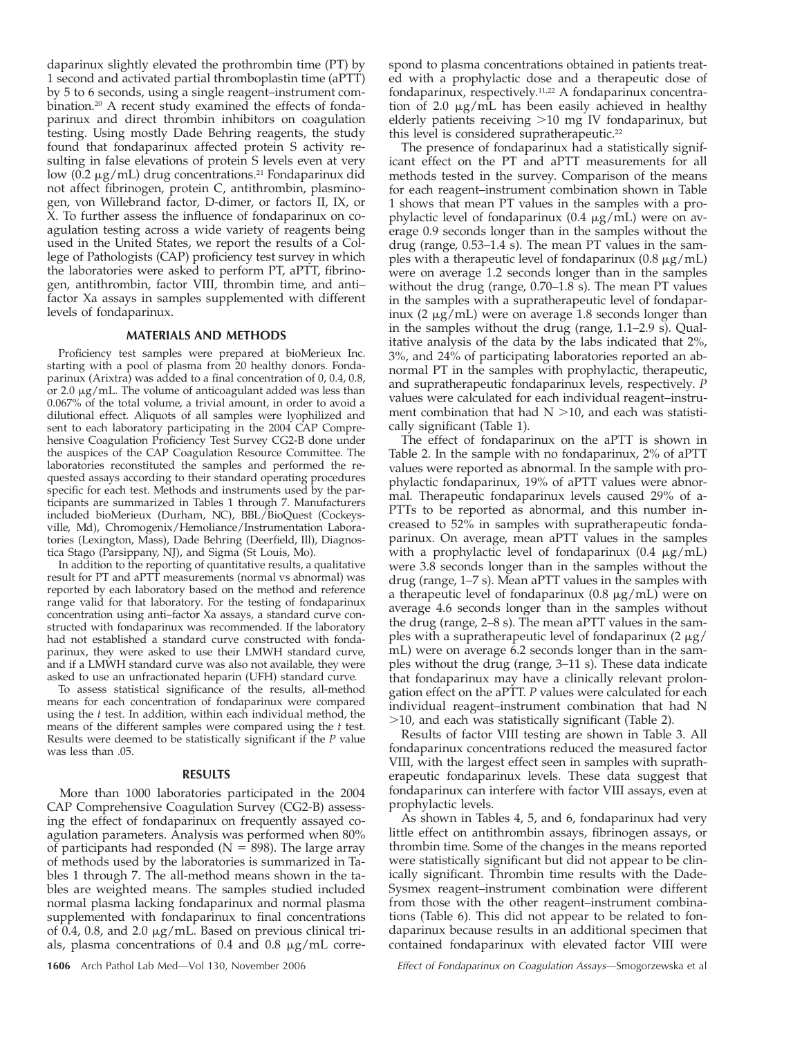daparinux slightly elevated the prothrombin time (PT) by 1 second and activated partial thromboplastin time (aPTT) by 5 to 6 seconds, using a single reagent–instrument combination.[20] A recent study examined the effects of fondaparinux and direct thrombin inhibitors on coagulation testing. Using mostly Dade Behring reagents, the study found that fondaparinux affected protein S activity resulting in false elevations of protein S levels even at very low (0.2 μg/mL) drug concentrations.[21] Fondaparinux did not affect fibrinogen, protein C, antithrombin, plasminogen, von Willebrand factor, D-dimer, or factors II, IX, or X. To further assess the influence of fondaparinux on coagulation testing across a wide variety of reagents being used in the United States, we report the results of a College of Pathologists (CAP) proficiency test survey in which the laboratories were asked to perform PT, aPTT, fibrinogen, antithrombin, factor VIII, thrombin time, and anti–factor Xa assays in samples supplemented with different levels of fondaparinux.

## MATERIALS AND METHODS

Proficiency test samples were prepared at bioMerieux Inc. starting with a pool of plasma from 20 healthy donors. Fondaparinux (Arixtra) was added to a final concentration of 0, 0.4, 0.8, or 2.0 μg/mL. The volume of anticoagulant added was less than 0.067% of the total volume, a trivial amount, in order to avoid a dilutional effect. Aliquots of all samples were lyophilized and sent to each laboratory participating in the 2004 CAP Comprehensive Coagulation Proficiency Test Survey CG2-B done under the auspices of the CAP Coagulation Resource Committee. The laboratories reconstituted the samples and performed the requested assays according to their standard operating procedures specific for each test. Methods and instruments used by the participants are summarized in Tables 1 through 7. Manufacturers included bioMerieux (Durham, NC), BBL/BioQuest (Cockeysville, Md), Chromogenix/Hemoliance/Instrumentation Laboratories (Lexington, Mass), Dade Behring (Deerfield, Ill), Diagnostica Stago (Parsippany, NJ), and Sigma (St Louis, Mo).

In addition to the reporting of quantitative results, a qualitative result for PT and aPTT measurements (normal vs abnormal) was reported by each laboratory based on the method and reference range valid for that laboratory. For the testing of fondaparinux concentration using anti–factor Xa assays, a standard curve constructed with fondaparinux was recommended. If the laboratory had not established a standard curve constructed with fondaparinux, they were asked to use their LMWH standard curve, and if a LMWH standard curve was also not available, they were asked to use an unfractionated heparin (UFH) standard curve.

To assess statistical significance of the results, all-method means for each concentration of fondaparinux were compared using the *t* test. In addition, within each individual method, the means of the different samples were compared using the *t* test. Results were deemed to be statistically significant if the *P* value was less than .05.

## RESULTS

More than 1000 laboratories participated in the 2004 CAP Comprehensive Coagulation Survey (CG2-B) assessing the effect of fondaparinux on frequently assayed coagulation parameters. Analysis was performed when 80% of participants had responded (N = 898). The large array of methods used by the laboratories is summarized in Tables 1 through 7. The all-method means shown in the tables are weighted means. The samples studied included normal plasma lacking fondaparinux and normal plasma supplemented with fondaparinux to final concentrations of 0.4, 0.8, and 2.0 μg/mL. Based on previous clinical trials, plasma concentrations of 0.4 and 0.8 μg/mL correspond to plasma concentrations obtained in patients treated with a prophylactic dose and a therapeutic dose of fondaparinux, respectively.[11,22] A fondaparinux concentration of 2.0 μg/mL has been easily achieved in healthy elderly patients receiving >10 mg IV fondaparinux, but this level is considered supratherapeutic.[22]

The presence of fondaparinux had a statistically significant effect on the PT and aPTT measurements for all methods tested in the survey. Comparison of the means for each reagent–instrument combination shown in Table 1 shows that mean PT values in the samples with a prophylactic level of fondaparinux (0.4 μg/mL) were on average 0.9 seconds longer than in the samples without the drug (range, 0.53–1.4 s). The mean PT values in the samples with a therapeutic level of fondaparinux (0.8 μg/mL) were on average 1.2 seconds longer than in the samples without the drug (range, 0.70–1.8 s). The mean PT values in the samples with a supratherapeutic level of fondaparinux (2 μg/mL) were on average 1.8 seconds longer than in the samples without the drug (range, 1.1–2.9 s). Qualitative analysis of the data by the labs indicated that 2%, 3%, and 24% of participating laboratories reported an abnormal PT in the samples with prophylactic, therapeutic, and supratherapeutic fondaparinux levels, respectively. *P* values were calculated for each individual reagent–instrument combination that had N >10, and each was statistically significant (Table 1).

The effect of fondaparinux on the aPTT is shown in Table 2. In the sample with no fondaparinux, 2% of aPTT values were reported as abnormal. In the sample with prophylactic fondaparinux, 19% of aPTT values were abnormal. Therapeutic fondaparinux levels caused 29% of aPTTs to be reported as abnormal, and this number increased to 52% in samples with supratherapeutic fondaparinux. On average, mean aPTT values in the samples with a prophylactic level of fondaparinux (0.4 μg/mL) were 3.8 seconds longer than in the samples without the drug (range, 1–7 s). Mean aPTT values in the samples with a therapeutic level of fondaparinux (0.8 μg/mL) were on average 4.6 seconds longer than in the samples without the drug (range, 2–8 s). The mean aPTT values in the samples with a supratherapeutic level of fondaparinux (2 μg/mL) were on average 6.2 seconds longer than in the samples without the drug (range, 3–11 s). These data indicate that fondaparinux may have a clinically relevant prolongation effect on the aPTT. *P* values were calculated for each individual reagent–instrument combination that had N >10, and each was statistically significant (Table 2).

Results of factor VIII testing are shown in Table 3. All fondaparinux concentrations reduced the measured factor VIII, with the largest effect seen in samples with supratherapeutic fondaparinux levels. These data suggest that fondaparinux can interfere with factor VIII assays, even at prophylactic levels.

As shown in Tables 4, 5, and 6, fondaparinux had very little effect on antithrombin assays, fibrinogen assays, or thrombin time. Some of the changes in the means reported were statistically significant but did not appear to be clinically significant. Thrombin time results with the Dade-Sysmex reagent–instrument combination were different from those with the other reagent–instrument combinations (Table 6). This did not appear to be related to fondaparinux because results in an additional specimen that contained fondaparinux with elevated factor VIII were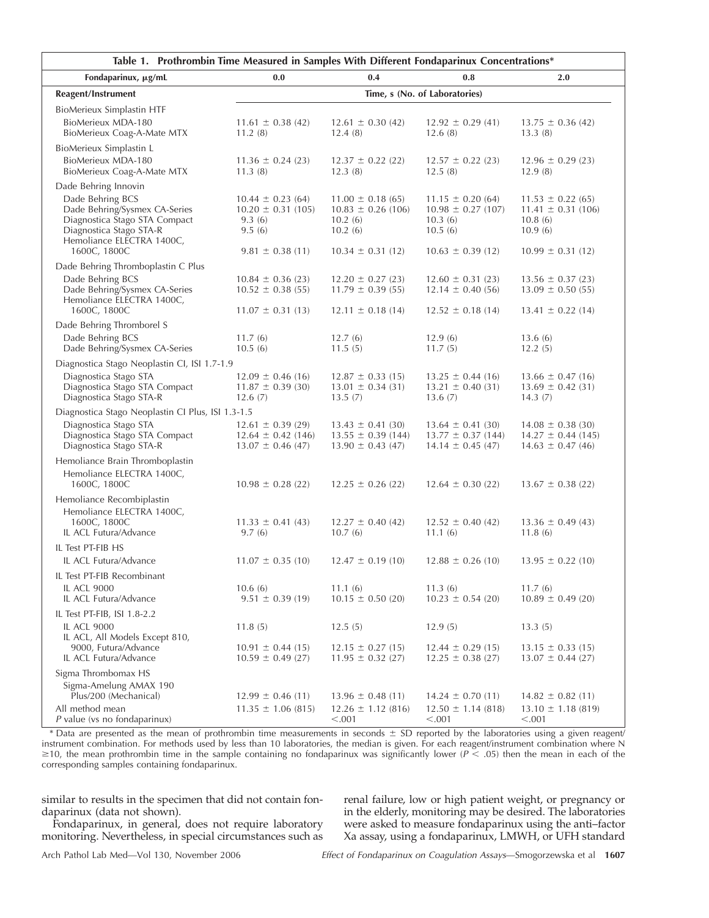**Table 1. Prothrombin Time Measured in Samples With Different Fondaparinux Concentrations***

| Fondaparinux, μg/mL | 0.0 | 0.4 | 0.8 | 2.0 |
|---|---|---|---|---|
| **Reagent/Instrument** | **Time, s (No. of Laboratories)** | | | |
| BioMerieux Simplastin HTF | | | | |
| BioMerieux MDA-180 | 11.61 ± 0.38 (42) | 12.61 ± 0.30 (42) | 12.92 ± 0.29 (41) | 13.75 ± 0.36 (42) |
| BioMerieux Coag-A-Mate MTX | 11.2 (8) | 12.4 (8) | 12.6 (8) | 13.3 (8) |
| BioMerieux Simplastin L | | | | |
| BioMerieux MDA-180 | 11.36 ± 0.24 (23) | 12.37 ± 0.22 (22) | 12.57 ± 0.22 (23) | 12.96 ± 0.29 (23) |
| BioMerieux Coag-A-Mate MTX | 11.3 (8) | 12.3 (8) | 12.5 (8) | 12.9 (8) |
| Dade Behring Innovin | | | | |
| Dade Behring BCS | 10.44 ± 0.23 (64) | 11.00 ± 0.18 (65) | 11.15 ± 0.20 (64) | 11.53 ± 0.22 (65) |
| Dade Behring/Sysmex CA-Series | 10.20 ± 0.31 (105) | 10.83 ± 0.26 (106) | 10.98 ± 0.27 (107) | 11.41 ± 0.31 (106) |
| Diagnostica Stago STA Compact | 9.3 (6) | 10.2 (6) | 10.3 (6) | 10.8 (6) |
| Diagnostica Stago STA-R | 9.5 (6) | 10.2 (6) | 10.5 (6) | 10.9 (6) |
| Hemoliance ELECTRA 1400C, 1600C, 1800C | 9.81 ± 0.38 (11) | 10.34 ± 0.31 (12) | 10.63 ± 0.39 (12) | 10.99 ± 0.31 (12) |
| Dade Behring Thromboplastin C Plus | | | | |
| Dade Behring BCS | 10.84 ± 0.36 (23) | 12.20 ± 0.27 (23) | 12.60 ± 0.31 (23) | 13.56 ± 0.37 (23) |
| Dade Behring/Sysmex CA-Series | 10.52 ± 0.38 (55) | 11.79 ± 0.39 (55) | 12.14 ± 0.40 (56) | 13.09 ± 0.50 (55) |
| Hemoliance ELECTRA 1400C, 1600C, 1800C | 11.07 ± 0.31 (13) | 12.11 ± 0.18 (14) | 12.52 ± 0.18 (14) | 13.41 ± 0.22 (14) |
| Dade Behring Thromborel S | | | | |
| Dade Behring BCS | 11.7 (6) | 12.7 (6) | 12.9 (6) | 13.6 (6) |
| Dade Behring/Sysmex CA-Series | 10.5 (6) | 11.5 (5) | 11.7 (5) | 12.2 (5) |
| Diagnostica Stago Neoplastin CI, ISI 1.7-1.9 | | | | |
| Diagnostica Stago STA | 12.09 ± 0.46 (16) | 12.87 ± 0.33 (15) | 13.25 ± 0.44 (16) | 13.66 ± 0.47 (16) |
| Diagnostica Stago STA Compact | 11.87 ± 0.39 (30) | 13.01 ± 0.34 (31) | 13.21 ± 0.40 (31) | 13.69 ± 0.42 (31) |
| Diagnostica Stago STA-R | 12.6 (7) | 13.5 (7) | 13.6 (7) | 14.3 (7) |
| Diagnostica Stago Neoplastin CI Plus, ISI 1.3-1.5 | | | | |
| Diagnostica Stago STA | 12.61 ± 0.39 (29) | 13.43 ± 0.41 (30) | 13.64 ± 0.41 (30) | 14.08 ± 0.38 (30) |
| Diagnostica Stago STA Compact | 12.64 ± 0.42 (146) | 13.55 ± 0.39 (144) | 13.77 ± 0.37 (144) | 14.27 ± 0.44 (145) |
| Diagnostica Stago STA-R | 13.07 ± 0.46 (47) | 13.90 ± 0.43 (47) | 14.14 ± 0.45 (47) | 14.63 ± 0.47 (46) |
| Hemoliance Brain Thromboplastin | | | | |
| Hemoliance ELECTRA 1400C, 1600C, 1800C | 10.98 ± 0.28 (22) | 12.25 ± 0.26 (22) | 12.64 ± 0.30 (22) | 13.67 ± 0.38 (22) |
| Hemoliance Recombiplastin | | | | |
| Hemoliance ELECTRA 1400C, 1600C, 1800C | 11.33 ± 0.41 (43) | 12.27 ± 0.40 (42) | 12.52 ± 0.40 (42) | 13.36 ± 0.49 (43) |
| IL ACL Futura/Advance | 9.7 (6) | 10.7 (6) | 11.1 (6) | 11.8 (6) |
| IL Test PT-FIB HS | | | | |
| IL ACL Futura/Advance | 11.07 ± 0.35 (10) | 12.47 ± 0.19 (10) | 12.88 ± 0.26 (10) | 13.95 ± 0.22 (10) |
| IL Test PT-FIB Recombinant | | | | |
| IL ACL 9000 | 10.6 (6) | 11.1 (6) | 11.3 (6) | 11.7 (6) |
| IL ACL Futura/Advance | 9.51 ± 0.39 (19) | 10.15 ± 0.50 (20) | 10.23 ± 0.54 (20) | 10.89 ± 0.49 (20) |
| IL Test PT-FIB, ISI 1.8-2.2 | | | | |
| IL ACL 9000 | 11.8 (5) | 12.5 (5) | 12.9 (5) | 13.3 (5) |
| IL ACL, All Models Except 810, 9000, Futura/Advance | 10.91 ± 0.44 (15) | 12.15 ± 0.27 (15) | 12.44 ± 0.29 (15) | 13.15 ± 0.33 (15) |
| IL ACL Futura/Advance | 10.59 ± 0.49 (27) | 11.95 ± 0.32 (27) | 12.25 ± 0.38 (27) | 13.07 ± 0.44 (27) |
| Sigma Thrombomax HS | | | | |
| Sigma-Amelung AMAX 190 Plus/200 (Mechanical) | 12.99 ± 0.46 (11) | 13.96 ± 0.48 (11) | 14.24 ± 0.70 (11) | 14.82 ± 0.82 (11) |
| All method mean | 11.35 ± 1.06 (815) | 12.26 ± 1.12 (816) | 12.50 ± 1.14 (818) | 13.10 ± 1.18 (819) |
| *P* value (vs no fondaparinux) | | <.001 | <.001 | <.001 |

\* Data are presented as the mean of prothrombin time measurements in seconds ± SD reported by the laboratories using a given reagent/instrument combination. For methods used by less than 10 laboratories, the median is given. For each reagent/instrument combination where N ≥10, the mean prothrombin time in the sample containing no fondaparinux was significantly lower ($P < .05$) then the mean in each of the corresponding samples containing fondaparinux.

similar to results in the specimen that did not contain fondaparinux (data not shown).

Fondaparinux, in general, does not require laboratory monitoring. Nevertheless, in special circumstances such as renal failure, low or high patient weight, or pregnancy or in the elderly, monitoring may be desired. The laboratories were asked to measure fondaparinux using the anti–factor Xa assay, using a fondaparinux, LMWH, or UFH standard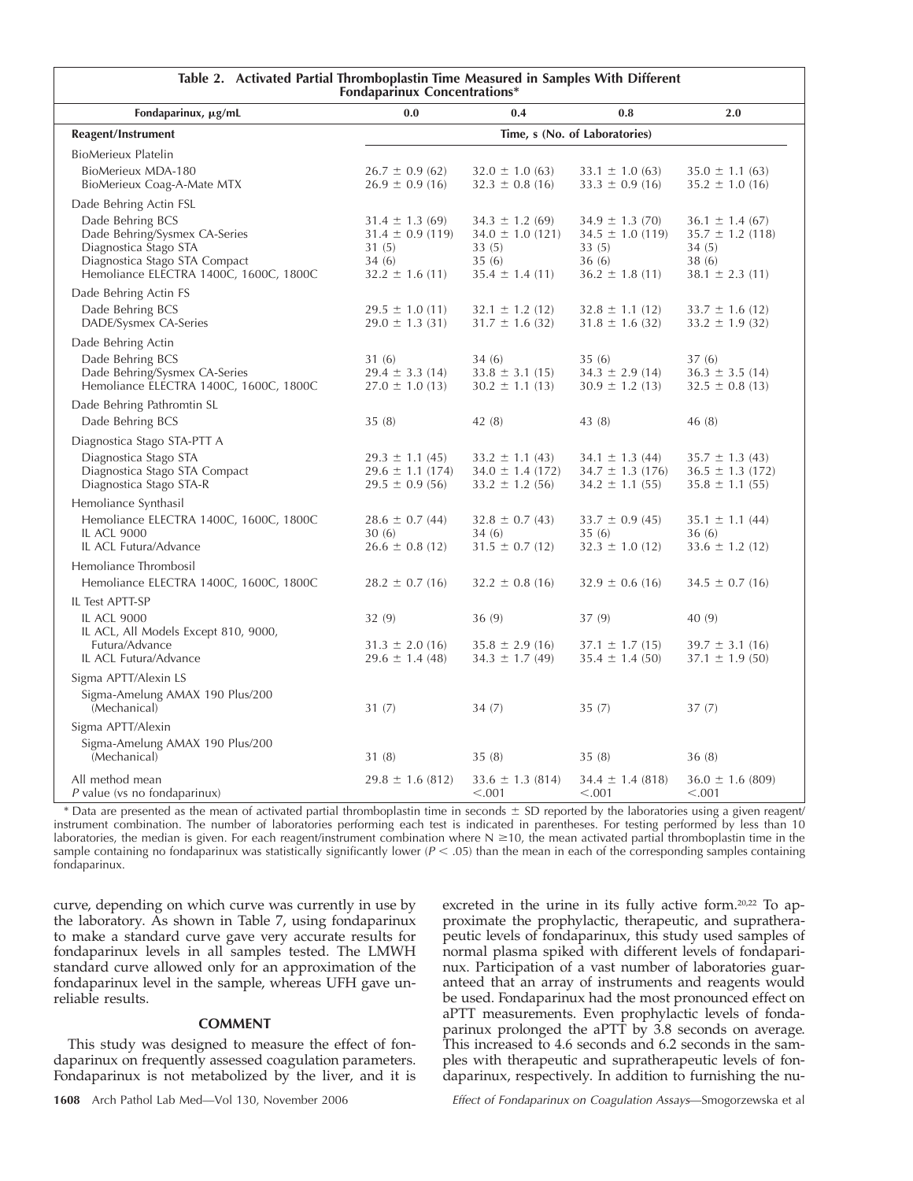**Table 2. Activated Partial Thromboplastin Time Measured in Samples With Different Fondaparinux Concentrations***

| Fondaparinux, μg/mL | 0.0 | 0.4 | 0.8 | 2.0 |
|---|---|---|---|---|
| **Reagent/Instrument** | **Time, s (No. of Laboratories)** | | | |
| BioMerieux Platelin | | | | |
| BioMerieux MDA-180 | 26.7 ± 0.9 (62) | 32.0 ± 1.0 (63) | 33.1 ± 1.0 (63) | 35.0 ± 1.1 (63) |
| BioMerieux Coag-A-Mate MTX | 26.9 ± 0.9 (16) | 32.3 ± 0.8 (16) | 33.3 ± 0.9 (16) | 35.2 ± 1.0 (16) |
| Dade Behring Actin FSL | | | | |
| Dade Behring BCS | 31.4 ± 1.3 (69) | 34.3 ± 1.2 (69) | 34.9 ± 1.3 (70) | 36.1 ± 1.4 (67) |
| Dade Behring/Sysmex CA-Series | 31.4 ± 0.9 (119) | 34.0 ± 1.0 (121) | 34.5 ± 1.0 (119) | 35.7 ± 1.2 (118) |
| Diagnostica Stago STA | 31 (5) | 33 (5) | 33 (5) | 34 (5) |
| Diagnostica Stago STA Compact | 34 (6) | 35 (6) | 36 (6) | 38 (6) |
| Hemoliance ELECTRA 1400C, 1600C, 1800C | 32.2 ± 1.6 (11) | 35.4 ± 1.4 (11) | 36.2 ± 1.8 (11) | 38.1 ± 2.3 (11) |
| Dade Behring Actin FS | | | | |
| Dade Behring BCS | 29.5 ± 1.0 (11) | 32.1 ± 1.2 (12) | 32.8 ± 1.1 (12) | 33.7 ± 1.6 (12) |
| DADE/Sysmex CA-Series | 29.0 ± 1.3 (31) | 31.7 ± 1.6 (32) | 31.8 ± 1.6 (32) | 33.2 ± 1.9 (32) |
| Dade Behring Actin | | | | |
| Dade Behring BCS | 31 (6) | 34 (6) | 35 (6) | 37 (6) |
| Dade Behring/Sysmex CA-Series | 29.4 ± 3.3 (14) | 33.8 ± 3.1 (15) | 34.3 ± 2.9 (14) | 36.3 ± 3.5 (14) |
| Hemoliance ELECTRA 1400C, 1600C, 1800C | 27.0 ± 1.0 (13) | 30.2 ± 1.1 (13) | 30.9 ± 1.2 (13) | 32.5 ± 0.8 (13) |
| Dade Behring Pathromtin SL | | | | |
| Dade Behring BCS | 35 (8) | 42 (8) | 43 (8) | 46 (8) |
| Diagnostica Stago STA-PTT A | | | | |
| Diagnostica Stago STA | 29.3 ± 1.1 (45) | 33.2 ± 1.1 (43) | 34.1 ± 1.3 (44) | 35.7 ± 1.3 (43) |
| Diagnostica Stago STA Compact | 29.6 ± 1.1 (174) | 34.0 ± 1.4 (172) | 34.7 ± 1.3 (176) | 36.5 ± 1.3 (172) |
| Diagnostica Stago STA-R | 29.5 ± 0.9 (56) | 33.2 ± 1.2 (56) | 34.2 ± 1.1 (55) | 35.8 ± 1.1 (55) |
| Hemoliance Synthasil | | | | |
| Hemoliance ELECTRA 1400C, 1600C, 1800C | 28.6 ± 0.7 (44) | 32.8 ± 0.7 (43) | 33.7 ± 0.9 (45) | 35.1 ± 1.1 (44) |
| IL ACL 9000 | 30 (6) | 34 (6) | 35 (6) | 36 (6) |
| IL ACL Futura/Advance | 26.6 ± 0.8 (12) | 31.5 ± 0.7 (12) | 32.3 ± 1.0 (12) | 33.6 ± 1.2 (12) |
| Hemoliance Thrombosil | | | | |
| Hemoliance ELECTRA 1400C, 1600C, 1800C | 28.2 ± 0.7 (16) | 32.2 ± 0.8 (16) | 32.9 ± 0.6 (16) | 34.5 ± 0.7 (16) |
| IL Test APTT-SP | | | | |
| IL ACL 9000 | 32 (9) | 36 (9) | 37 (9) | 40 (9) |
| IL ACL, All Models Except 810, 9000, Futura/Advance | 31.3 ± 2.0 (16) | 35.8 ± 2.9 (16) | 37.1 ± 1.7 (15) | 39.7 ± 3.1 (16) |
| IL ACL Futura/Advance | 29.6 ± 1.4 (48) | 34.3 ± 1.7 (49) | 35.4 ± 1.4 (50) | 37.1 ± 1.9 (50) |
| Sigma APTT/Alexin LS | | | | |
| Sigma-Amelung AMAX 190 Plus/200 (Mechanical) | 31 (7) | 34 (7) | 35 (7) | 37 (7) |
| Sigma APTT/Alexin | | | | |
| Sigma-Amelung AMAX 190 Plus/200 (Mechanical) | 31 (8) | 35 (8) | 35 (8) | 36 (8) |
| All method mean | 29.8 ± 1.6 (812) | 33.6 ± 1.3 (814) | 34.4 ± 1.4 (818) | 36.0 ± 1.6 (809) |
| *P* value (vs no fondaparinux) | | <.001 | <.001 | <.001 |

\* Data are presented as the mean of activated partial thromboplastin time in seconds ± SD reported by the laboratories using a given reagent/instrument combination. The number of laboratories performing each test is indicated in parentheses. For testing performed by less than 10 laboratories, the median is given. For each reagent/instrument combination where N ≥10, the mean activated partial thromboplastin time in the sample containing no fondaparinux was statistically significantly lower ($P < .05$) than the mean in each of the corresponding samples containing fondaparinux.

curve, depending on which curve was currently in use by the laboratory. As shown in Table 7, using fondaparinux to make a standard curve gave very accurate results for fondaparinux levels in all samples tested. The LMWH standard curve allowed only for an approximation of the fondaparinux level in the sample, whereas UFH gave unreliable results.

## COMMENT

This study was designed to measure the effect of fondaparinux on frequently assessed coagulation parameters. Fondaparinux is not metabolized by the liver, and it is excreted in the urine in its fully active form.[20,22] To approximate the prophylactic, therapeutic, and supratherapeutic levels of fondaparinux, this study used samples of normal plasma spiked with different levels of fondaparinux. Participation of a vast number of laboratories guaranteed that an array of instruments and reagents would be used. Fondaparinux had the most pronounced effect on aPTT measurements. Even prophylactic levels of fondaparinux prolonged the aPTT by 3.8 seconds on average. This increased to 4.6 seconds and 6.2 seconds in the samples with therapeutic and supratherapeutic levels of fondaparinux, respectively. In addition to furnishing the nu-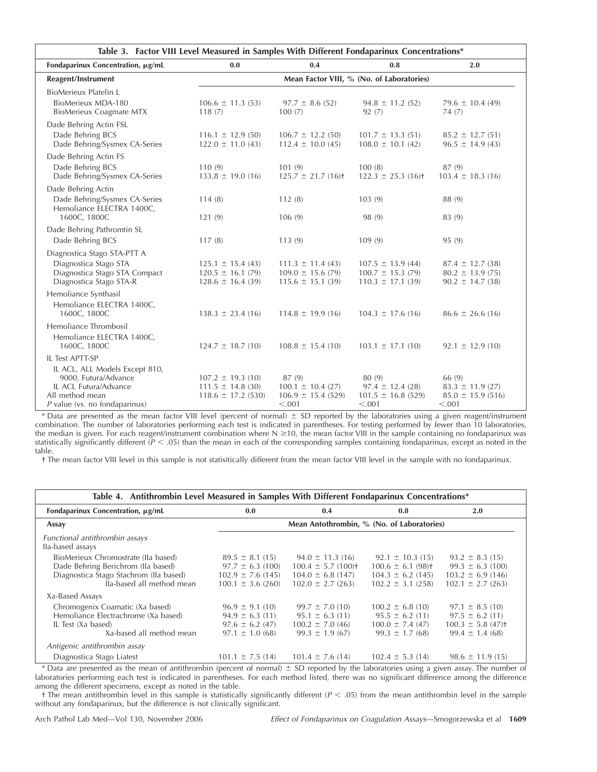**Table 3. Factor VIII Level Measured in Samples With Different Fondaparinux Concentrations***

| Fondaparinux Concentration, µg/mL | 0.0 | 0.4 | 0.8 | 2.0 |
|---|---|---|---|---|
| **Reagent/Instrument** | **Mean Factor VIII, % (No. of Laboratories)** | | | |
| BioMerieux Platelin L | | | | |
| BioMerieux MDA-180 | 106.6 ± 11.3 (53) | 97.7 ± 8.6 (52) | 94.8 ± 11.2 (52) | 79.6 ± 10.4 (49) |
| BioMerieux Coagmate MTX | 118 (7) | 100 (7) | 92 (7) | 74 (7) |
| Dade Behring Actin FSL | | | | |
| Dade Behring BCS | 116.1 ± 12.9 (50) | 106.7 ± 12.2 (50) | 101.7 ± 13.3 (51) | 85.2 ± 12.7 (51) |
| Dade Behring/Sysmex CA-Series | 122.0 ± 11.0 (43) | 112.4 ± 10.0 (45) | 108.0 ± 10.1 (42) | 96.5 ± 14.9 (43) |
| Dade Behring Actin FS | | | | |
| Dade Behring BCS | 110 (9) | 101 (9) | 100 (8) | 87 (9) |
| Dade Behring/Sysmex CA-Series | 133.8 ± 19.0 (16) | 125.7 ± 21.7 (16)† | 122.3 ± 25.3 (16)† | 103.4 ± 18.3 (16) |
| Dade Behring Actin | | | | |
| Dade Behring/Sysmex CA-Series | 114 (8) | 112 (8) | 103 (9) | 88 (9) |
| Hemoliance ELECTRA 1400C, 1600C, 1800C | 121 (9) | 106 (9) | 98 (9) | 83 (9) |
| Dade Behring Pathromtin SL | | | | |
| Dade Behring BCS | 117 (8) | 113 (9) | 109 (9) | 95 (9) |
| Diagnostica Stago STA-PTT A | | | | |
| Diagnostica Stago STA | 125.1 ± 15.4 (43) | 111.3 ± 11.4 (43) | 107.5 ± 13.9 (44) | 87.4 ± 12.7 (38) |
| Diagnostica Stago STA Compact | 120.5 ± 16.1 (79) | 109.0 ± 15.6 (79) | 100.7 ± 15.3 (79) | 80.2 ± 13.9 (75) |
| Diagnostica Stago STA-R | 128.6 ± 16.4 (39) | 115.6 ± 15.1 (39) | 110.3 ± 17.1 (39) | 90.2 ± 14.7 (38) |
| Hemoliance Synthasil | | | | |
| Hemoliance ELECTRA 1400C, 1600C, 1800C | 138.3 ± 23.4 (16) | 114.8 ± 19.9 (16) | 104.3 ± 17.6 (16) | 86.6 ± 26.6 (16) |
| Hemoliance Thrombosil | | | | |
| Hemoliance ELECTRA 1400C, 1600C, 1800C | 124.7 ± 18.7 (10) | 108.8 ± 15.4 (10) | 103.1 ± 17.1 (10) | 92.1 ± 12.9 (10) |
| IL Test APTT-SP | | | | |
| IL ACL, ALL Models Except 810, 9000, Futura/Advance | 107.2 ± 19.3 (10) | 87 (9) | 80 (9) | 66 (9) |
| IL ACL Futura/Advance | 111.5 ± 14.8 (30) | 100.1 ± 10.4 (27) | 97.4 ± 12.4 (28) | 83.3 ± 11.9 (27) |
| All method mean | 118.6 ± 17.2 (530) | 106.9 ± 15.4 (529) | 101.5 ± 16.8 (529) | 85.0 ± 15.9 (516) |
| *P* value (vs. no fondaparinux) | | <.001 | <.001 | <.001 |

\* Data are presented as the mean factor VIII level (percent of normal) ± SD reported by the laboratories using a given reagent/instrument combination. The number of laboratories performing each test is indicated in parentheses. For testing performed by fewer than 10 laboratories, the median is given. For each reagent/instrument combination where N ≥10, the mean factor VIII in the sample containing no fondaparinux was statistically significantly different ($P < .05$) than the mean in each of the corresponding samples containing fondaparinux, except as noted in the table.

† The mean factor VIII level in this sample is not statisitically different from the mean factor VIII level in the sample with no fondaparinux.

**Table 4. Antithrombin Level Measured in Samples With Different Fondaparinux Concentrations***

| Fondaparinux Concentration, µg/mL | 0.0 | 0.4 | 0.8 | 2.0 |
|---|---|---|---|---|
| **Assay** | **Mean Antothrombin, % (No. of Laboratories)** | | | |
| *Functional antithrombin assays* | | | | |
| IIa-based assays | | | | |
| BioMerieux Chromostrate (IIa based) | 89.5 ± 8.1 (15) | 94.0 ± 11.3 (16) | 92.1 ± 10.3 (15) | 93.2 ± 8.3 (15) |
| Dade Behring Berichrom (IIa based) | 97.7 ± 6.3 (100) | 100.4 ± 5.7 (100)† | 100.6 ± 6.1 (98)† | 99.3 ± 6.3 (100) |
| Diagnostica Stago Stachrom (IIa based) | 102.9 ± 7.6 (145) | 104.0 ± 6.8 (147) | 104.3 ± 6.2 (145) | 103.2 ± 6.9 (146) |
| IIa-based all method mean | 100.1 ± 3.6 (260) | 102.0 ± 2.7 (263) | 102.2 ± 3.1 (258) | 102.1 ± 2.7 (263) |
| Xa-Based Assays | | | | |
| Chromogenix Coamatic (Xa based) | 96.9 ± 9.1 (10) | 99.7 ± 7.0 (10) | 100.2 ± 6.8 (10) | 97.1 ± 8.5 (10) |
| Hemoliance Electrachrome (Xa based) | 94.9 ± 6.3 (11) | 95.1 ± 6.3 (11) | 95.5 ± 6.2 (11) | 97.5 ± 6.2 (11) |
| IL Test (Xa based) | 97.6 ± 6.2 (47) | 100.2 ± 7.0 (46) | 100.0 ± 7.4 (47) | 100.3 ± 5.8 (47)† |
| Xa-based all method mean | 97.1 ± 1.0 (68) | 99.3 ± 1.9 (67) | 99.3 ± 1.7 (68) | 99.4 ± 1.4 (68) |
| *Antigenic antithrombin assay* | | | | |
| Diagnostica Stago Liatest | 101.1 ± 7.5 (14) | 101.4 ± 7.6 (14) | 102.4 ± 5.3 (14) | 98.6 ± 11.9 (15) |

\* Data are presented as the mean of antithrombin (percent of normal) ± SD reported by the laboratories using a given assay. The number of laboratories performing each test is indicated in parentheses. For each method listed, there was no significant difference among the difference among the different specimens, except as noted in the table.

† The mean antithrombin level in this sample is statistically significantly different ($P < .05$) from the mean antithrombin level in the sample without any fondaparinux, but the difference is not clinically significant.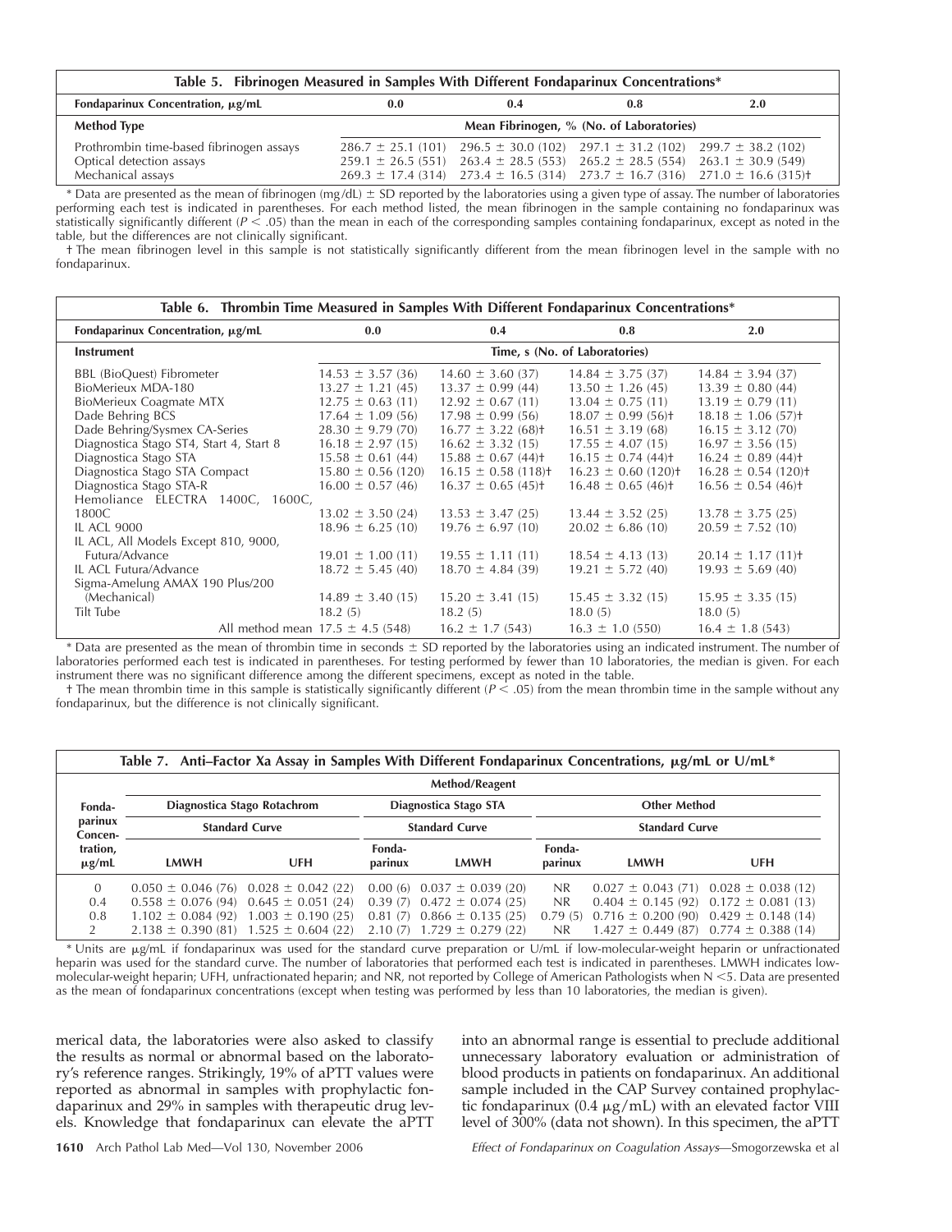**Table 5. Fibrinogen Measured in Samples With Different Fondaparinux Concentrations***

| Fondaparinux Concentration, μg/mL | 0.0 | 0.4 | 0.8 | 2.0 |
|---|---|---|---|---|
| **Method Type** | **Mean Fibrinogen, % (No. of Laboratories)** | | | |
| Prothrombin time-based fibrinogen assays | 286.7 ± 25.1 (101) | 296.5 ± 30.0 (102) | 297.1 ± 31.2 (102) | 299.7 ± 38.2 (102) |
| Optical detection assays | 259.1 ± 26.5 (551) | 263.4 ± 28.5 (553) | 265.2 ± 28.5 (554) | 263.1 ± 30.9 (549) |
| Mechanical assays | 269.3 ± 17.4 (314) | 273.4 ± 16.5 (314) | 273.7 ± 16.7 (316) | 271.0 ± 16.6 (315)† |

\* Data are presented as the mean of fibrinogen (mg/dL) ± SD reported by the laboratories using a given type of assay. The number of laboratories performing each test is indicated in parentheses. For each method listed, the mean fibrinogen in the sample containing no fondaparinux was statistically significantly different ($P < .05$) than the mean in each of the corresponding samples containing fondaparinux, except as noted in the table, but the differences are not clinically significant.

† The mean fibrinogen level in this sample is not statistically significantly different from the mean fibrinogen level in the sample with no fondaparinux.

**Table 6. Thrombin Time Measured in Samples With Different Fondaparinux Concentrations***

| Fondaparinux Concentration, μg/mL | 0.0 | 0.4 | 0.8 | 2.0 |
|---|---|---|---|---|
| **Instrument** | **Time, s (No. of Laboratories)** | | | |
| BBL (BioQuest) Fibrometer | 14.53 ± 3.57 (36) | 14.60 ± 3.60 (37) | 14.84 ± 3.75 (37) | 14.84 ± 3.94 (37) |
| BioMerieux MDA-180 | 13.27 ± 1.21 (45) | 13.37 ± 0.99 (44) | 13.50 ± 1.26 (45) | 13.39 ± 0.80 (44) |
| BioMerieux Coagmate MTX | 12.75 ± 0.63 (11) | 12.92 ± 0.67 (11) | 13.04 ± 0.75 (11) | 13.19 ± 0.79 (11) |
| Dade Behring BCS | 17.64 ± 1.09 (56) | 17.98 ± 0.99 (56) | 18.07 ± 0.99 (56)† | 18.18 ± 1.06 (57)† |
| Dade Behring/Sysmex CA-Series | 28.30 ± 9.79 (70) | 16.77 ± 3.22 (68)† | 16.51 ± 3.19 (68) | 16.15 ± 3.12 (70) |
| Diagnostica Stago ST4, Start 4, Start 8 | 16.18 ± 2.97 (15) | 16.62 ± 3.32 (15) | 17.55 ± 4.07 (15) | 16.97 ± 3.56 (15) |
| Diagnostica Stago STA | 15.58 ± 0.61 (44) | 15.88 ± 0.67 (44)† | 16.15 ± 0.74 (44)† | 16.24 ± 0.89 (44)† |
| Diagnostica Stago STA Compact | 15.80 ± 0.56 (120) | 16.15 ± 0.58 (118)† | 16.23 ± 0.60 (120)† | 16.28 ± 0.54 (120)† |
| Diagnostica Stago STA-R | 16.00 ± 0.57 (46) | 16.37 ± 0.65 (45)† | 16.48 ± 0.65 (46)† | 16.56 ± 0.54 (46)† |
| Hemoliance ELECTRA 1400C, 1600C, 1800C | 13.02 ± 3.50 (24) | 13.53 ± 3.47 (25) | 13.44 ± 3.52 (25) | 13.78 ± 3.75 (25) |
| IL ACL 9000 | 18.96 ± 6.25 (10) | 19.76 ± 6.97 (10) | 20.02 ± 6.86 (10) | 20.59 ± 7.52 (10) |
| IL ACL, All Models Except 810, 9000, Futura/Advance | 19.01 ± 1.00 (11) | 19.55 ± 1.11 (11) | 18.54 ± 4.13 (13) | 20.14 ± 1.17 (11)† |
| IL ACL Futura/Advance | 18.72 ± 5.45 (40) | 18.70 ± 4.84 (39) | 19.21 ± 5.72 (40) | 19.93 ± 5.69 (40) |
| Sigma-Amelung AMAX 190 Plus/200 (Mechanical) | 14.89 ± 3.40 (15) | 15.20 ± 3.41 (15) | 15.45 ± 3.32 (15) | 15.95 ± 3.35 (15) |
| Tilt Tube | 18.2 (5) | 18.2 (5) | 18.0 (5) | 18.0 (5) |
| All method mean | 17.5 ± 4.5 (548) | 16.2 ± 1.7 (543) | 16.3 ± 1.0 (550) | 16.4 ± 1.8 (543) |

\* Data are presented as the mean of thrombin time in seconds ± SD reported by the laboratories using an indicated instrument. The number of laboratories performed each test is indicated in parentheses. For testing performed by fewer than 10 laboratories, the median is given. For each instrument there was no significant difference among the different specimens, except as noted in the table.

† The mean thrombin time in this sample is statistically significantly different ($P < .05$) from the mean thrombin time in the sample without any fondaparinux, but the difference is not clinically significant.

**Table 7. Anti–Factor Xa Assay in Samples With Different Fondaparinux Concentrations, μg/mL or U/mL***

| Fondaparinux Concentration, μg/mL | Diagnostica Stago Rotachrom — Standard Curve: LMWH | Diagnostica Stago Rotachrom — Standard Curve: UFH | Diagnostica Stago STA — Standard Curve: Fondaparinux | Diagnostica Stago STA — Standard Curve: LMWH | Other Method — Standard Curve: Fondaparinux | Other Method — Standard Curve: LMWH | Other Method — Standard Curve: UFH |
|---|---|---|---|---|---|---|---|
| 0 | 0.050 ± 0.046 (76) | 0.028 ± 0.042 (22) | 0.00 (6) | 0.037 ± 0.039 (20) | NR | 0.027 ± 0.043 (71) | 0.028 ± 0.038 (12) |
| 0.4 | 0.558 ± 0.076 (94) | 0.645 ± 0.051 (24) | 0.39 (7) | 0.472 ± 0.074 (25) | NR | 0.404 ± 0.145 (92) | 0.172 ± 0.081 (13) |
| 0.8 | 1.102 ± 0.084 (92) | 1.003 ± 0.190 (25) | 0.81 (7) | 0.866 ± 0.135 (25) | 0.79 (5) | 0.716 ± 0.200 (90) | 0.429 ± 0.148 (14) |
| 2 | 2.138 ± 0.390 (81) | 1.525 ± 0.604 (22) | 2.10 (7) | 1.729 ± 0.279 (22) | NR | 1.427 ± 0.449 (87) | 0.774 ± 0.388 (14) |

\* Units are μg/mL if fondaparinux was used for the standard curve preparation or U/mL if low-molecular-weight heparin or unfractionated heparin was used for the standard curve. The number of laboratories that performed each test is indicated in parentheses. LMWH indicates low-molecular-weight heparin; UFH, unfractionated heparin; and NR, not reported by College of American Pathologists when N <5. Data are presented as the mean of fondaparinux concentrations (except when testing was performed by less than 10 laboratories, the median is given).

merical data, the laboratories were also asked to classify the results as normal or abnormal based on the laboratory's reference ranges. Strikingly, 19% of aPTT values were reported as abnormal in samples with prophylactic fondaparinux and 29% in samples with therapeutic drug levels. Knowledge that fondaparinux can elevate the aPTT into an abnormal range is essential to preclude additional unnecessary laboratory evaluation or administration of blood products in patients on fondaparinux. An additional sample included in the CAP Survey contained prophylactic fondaparinux (0.4 μg/mL) with an elevated factor VIII level of 300% (data not shown). In this specimen, the aPTT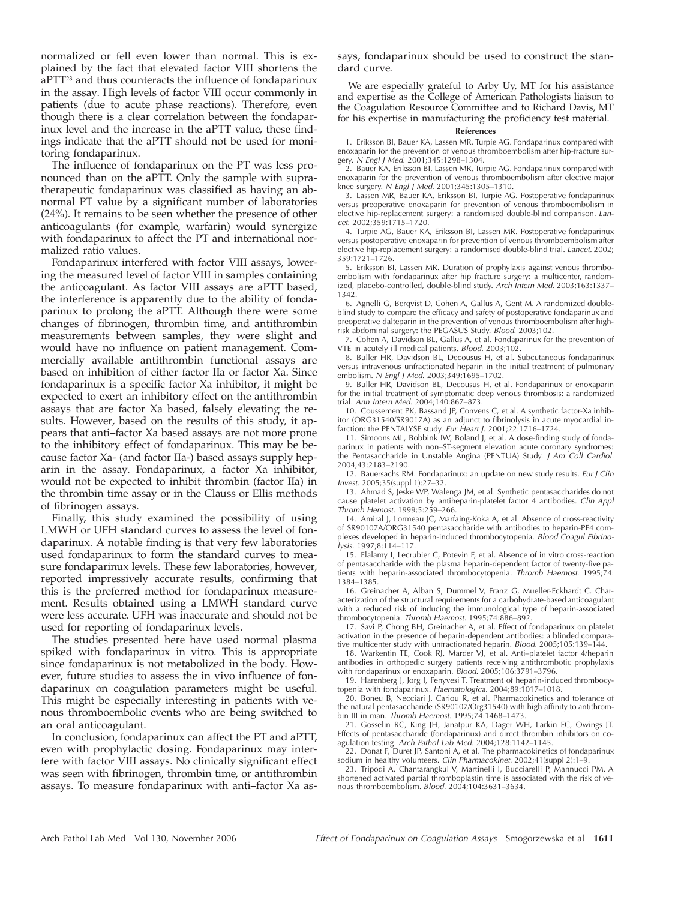normalized or fell even lower than normal. This is explained by the fact that elevated factor VIII shortens the aPTT[23] and thus counteracts the influence of fondaparinux in the assay. High levels of factor VIII occur commonly in patients (due to acute phase reactions). Therefore, even though there is a clear correlation between the fondaparinux level and the increase in the aPTT value, these findings indicate that the aPTT should not be used for monitoring fondaparinux.

The influence of fondaparinux on the PT was less pronounced than on the aPTT. Only the sample with supratherapeutic fondaparinux was classified as having an abnormal PT value by a significant number of laboratories (24%). It remains to be seen whether the presence of other anticoagulants (for example, warfarin) would synergize with fondaparinux to affect the PT and international normalized ratio values.

Fondaparinux interfered with factor VIII assays, lowering the measured level of factor VIII in samples containing the anticoagulant. As factor VIII assays are aPTT based, the interference is apparently due to the ability of fondaparinux to prolong the aPTT. Although there were some changes of fibrinogen, thrombin time, and antithrombin measurements between samples, they were slight and would have no influence on patient management. Commercially available antithrombin functional assays are based on inhibition of either factor IIa or factor Xa. Since fondaparinux is a specific factor Xa inhibitor, it might be expected to exert an inhibitory effect on the antithrombin assays that are factor Xa based, falsely elevating the results. However, based on the results of this study, it appears that anti–factor Xa based assays are not more prone to the inhibitory effect of fondaparinux. This may be because factor Xa- (and factor IIa-) based assays supply heparin in the assay. Fondaparinux, a factor Xa inhibitor, would not be expected to inhibit thrombin (factor IIa) in the thrombin time assay or in the Clauss or Ellis methods of fibrinogen assays.

Finally, this study examined the possibility of using LMWH or UFH standard curves to assess the level of fondaparinux. A notable finding is that very few laboratories used fondaparinux to form the standard curves to measure fondaparinux levels. These few laboratories, however, reported impressively accurate results, confirming that this is the preferred method for fondaparinux measurement. Results obtained using a LMWH standard curve were less accurate. UFH was inaccurate and should not be used for reporting of fondaparinux levels.

The studies presented here have used normal plasma spiked with fondaparinux in vitro. This is appropriate since fondaparinux is not metabolized in the body. However, future studies to assess the in vivo influence of fondaparinux on coagulation parameters might be useful. This might be especially interesting in patients with venous thromboembolic events who are being switched to an oral anticoagulant.

In conclusion, fondaparinux can affect the PT and aPTT, even with prophylactic dosing. Fondaparinux may interfere with factor VIII assays. No clinically significant effect was seen with fibrinogen, thrombin time, or antithrombin assays. To measure fondaparinux with anti–factor Xa assays, fondaparinux should be used to construct the standard curve.

We are especially grateful to Arby Uy, MT for his assistance and expertise as the College of American Pathologists liaison to the Coagulation Resource Committee and to Richard Davis, MT for his expertise in manufacturing the proficiency test material.

## References

1. Eriksson BI, Bauer KA, Lassen MR, Turpie AG. Fondaparinux compared with enoxaparin for the prevention of venous thromboembolism after hip-fracture surgery. *N Engl J Med.* 2001;345:1298–1304.
2. Bauer KA, Eriksson BI, Lassen MR, Turpie AG. Fondaparinux compared with enoxaparin for the prevention of venous thromboembolism after elective major knee surgery. *N Engl J Med.* 2001;345:1305–1310.
3. Lassen MR, Bauer KA, Eriksson BI, Turpie AG. Postoperative fondaparinux versus preoperative enoxaparin for prevention of venous thromboembolism in elective hip-replacement surgery: a randomised double-blind comparison. *Lancet.* 2002;359:1715–1720.
4. Turpie AG, Bauer KA, Eriksson BI, Lassen MR. Postoperative fondaparinux versus postoperative enoxaparin for prevention of venous thromboembolism after elective hip-replacement surgery: a randomised double-blind trial. *Lancet.* 2002;359:1721–1726.
5. Eriksson BI, Lassen MR. Duration of prophylaxis against venous thromboembolism with fondaparinux after hip fracture surgery: a multicenter, randomized, placebo-controlled, double-blind study. *Arch Intern Med.* 2003;163:1337–1342.
6. Agnelli G, Berqvist D, Cohen A, Gallus A, Gent M. A randomized double-blind study to compare the efficacy and safety of postoperative fondaparinux and preoperative dalteparin in the prevention of venous thromboembolism after high-risk abdominal surgery: the PEGASUS Study. *Blood.* 2003;102.
7. Cohen A, Davidson BL, Gallus A, et al. Fondaparinux for the prevention of VTE in acutely ill medical patients. *Blood.* 2003;102.
8. Buller HR, Davidson BL, Decousus H, et al. Subcutaneous fondaparinux versus intravenous unfractionated heparin in the initial treatment of pulmonary embolism. *N Engl J Med.* 2003;349:1695–1702.
9. Buller HR, Davidson BL, Decousus H, et al. Fondaparinux or enoxaparin for the initial treatment of symptomatic deep venous thrombosis: a randomized trial. *Ann Intern Med.* 2004;140:867–873.
10. Coussement PK, Bassand JP, Convens C, et al. A synthetic factor-Xa inhibitor (ORG31540/SR9017A) as an adjunct to fibrinolysis in acute myocardial infarction: the PENTALYSE study. *Eur Heart J.* 2001;22:1716–1724.
11. Simoons ML, Bobbink IW, Boland J, et al. A dose-finding study of fondaparinux in patients with non–ST-segment elevation acute coronary syndromes: the Pentasaccharide in Unstable Angina (PENTUA) Study. *J Am Coll Cardiol.* 2004;43:2183–2190.
12. Bauersachs RM. Fondaparinux: an update on new study results. *Eur J Clin Invest.* 2005;35(suppl 1):27–32.
13. Ahmad S, Jeske WP, Walenga JM, et al. Synthetic pentasaccharides do not cause platelet activation by antiheparin-platelet factor 4 antibodies. *Clin Appl Thromb Hemost.* 1999;5:259–266.
14. Amiral J, Lormeau JC, Marfaing-Koka A, et al. Absence of cross-reactivity of SR90107A/ORG31540 pentasaccharide with antibodies to heparin-PF4 complexes developed in heparin-induced thrombocytopenia. *Blood Coagul Fibrinolysis.* 1997;8:114–117.
15. Elalamy I, Lecrubier C, Potevin F, et al. Absence of in vitro cross-reaction of pentasaccharide with the plasma heparin-dependent factor of twenty-five patients with heparin-associated thrombocytopenia. *Thromb Haemost.* 1995;74:1384–1385.
16. Greinacher A, Alban S, Dummel V, Franz G, Mueller-Eckhardt C. Characterization of the structural requirements for a carbohydrate-based anticoagulant with a reduced risk of inducing the immunological type of heparin-associated thrombocytopenia. *Thromb Haemost.* 1995;74:886–892.
17. Savi P, Chong BH, Greinacher A, et al. Effect of fondaparinux on platelet activation in the presence of heparin-dependent antibodies: a blinded comparative multicenter study with unfractionated heparin. *Blood.* 2005;105:139–144.
18. Warkentin TE, Cook RJ, Marder VJ, et al. Anti–platelet factor 4/heparin antibodies in orthopedic surgery patients receiving antithrombotic prophylaxis with fondaparinux or enoxaparin. *Blood.* 2005;106:3791–3796.
19. Harenberg J, Jorg I, Fenyvesi T. Treatment of heparin-induced thrombocytopenia with fondaparinux. *Haematologica.* 2004;89:1017–1018.
20. Boneu B, Necciari J, Cariou R, et al. Pharmacokinetics and tolerance of the natural pentasaccharide (SR90107/Org31540) with high affinity to antithrombin III in man. *Thromb Haemost.* 1995;74:1468–1473.
21. Gosselin RC, King JH, Janatpur KA, Dager WH, Larkin EC, Owings JT. Effects of pentasaccharide (fondaparinux) and direct thrombin inhibitors on coagulation testing. *Arch Pathol Lab Med.* 2004;128:1142–1145.
22. Donat F, Duret JP, Santoni A, et al. The pharmacokinetics of fondaparinux sodium in healthy volunteers. *Clin Pharmacokinet.* 2002;41(suppl 2):1–9.
23. Tripodi A, Chantarangkul V, Martinelli I, Bucciarelli P, Mannucci PM. A shortened activated partial thromboplastin time is associated with the risk of venous thromboembolism. *Blood.* 2004;104:3631–3634.